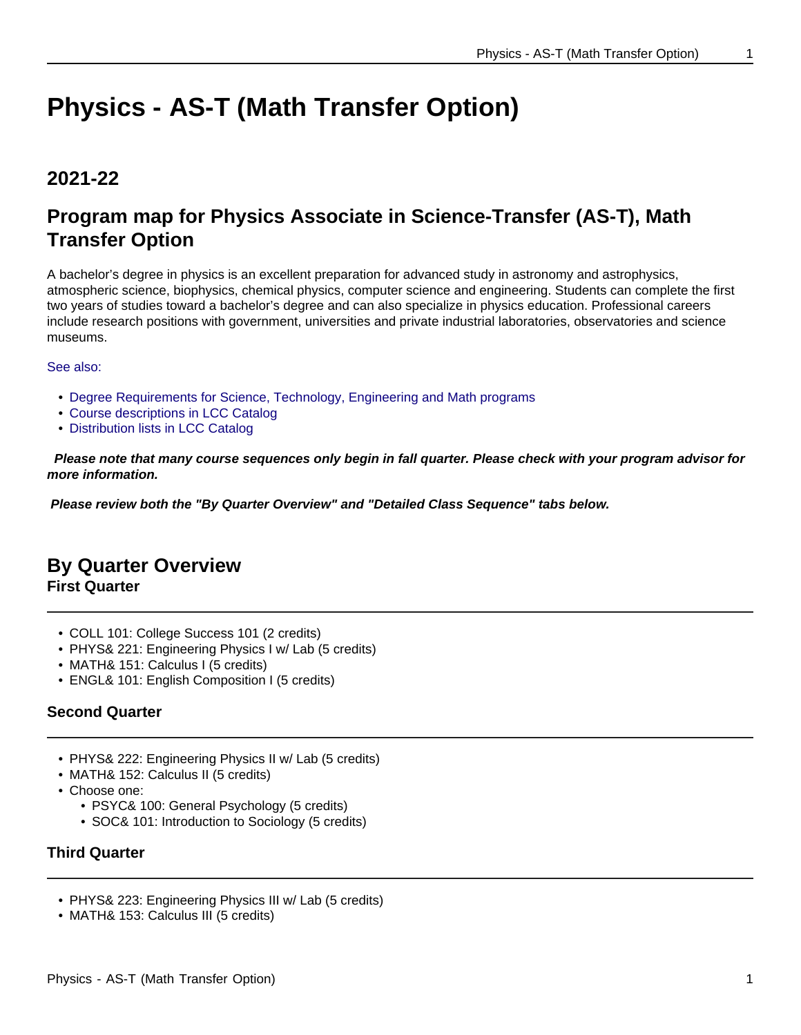# Physics - AS-T (Math Transfer Option)

## 2021-22

## Program map for Physics Associate in Science-Transfer (AS-T), Math Transfer Option

A bachelor's degree in physics is an excellent preparation for advanced study in astronomy and astrophysics, atmospheric science, biophysics, chemical physics, computer science and engineering. Students can complete the first two years of studies toward a bachelor's degree and can also specialize in physics education. Professional careers include research positions with government, universities and private industrial laboratories, observatories and science museums.

See also:

- Degree Requirements for Science, Technology, Engineering and Math programs
- Course descriptions in LCC Catalog
- Distribution lists in LCC Catalog

***Please note that many course sequences only begin in fall quarter. Please check with your program advisor for more information.***

***Please review both the "By Quarter Overview" and "Detailed Class Sequence" tabs below.***

## By Quarter Overview

### First Quarter

- COLL 101: College Success 101 (2 credits)
- PHYS& 221: Engineering Physics I w/ Lab (5 credits)
- MATH& 151: Calculus I (5 credits)
- ENGL& 101: English Composition I (5 credits)

### Second Quarter

- PHYS& 222: Engineering Physics II w/ Lab (5 credits)
- MATH& 152: Calculus II (5 credits)
- Choose one:
  - PSYC& 100: General Psychology (5 credits)
  - SOC& 101: Introduction to Sociology (5 credits)

### Third Quarter

- PHYS& 223: Engineering Physics III w/ Lab (5 credits)
- MATH& 153: Calculus III (5 credits)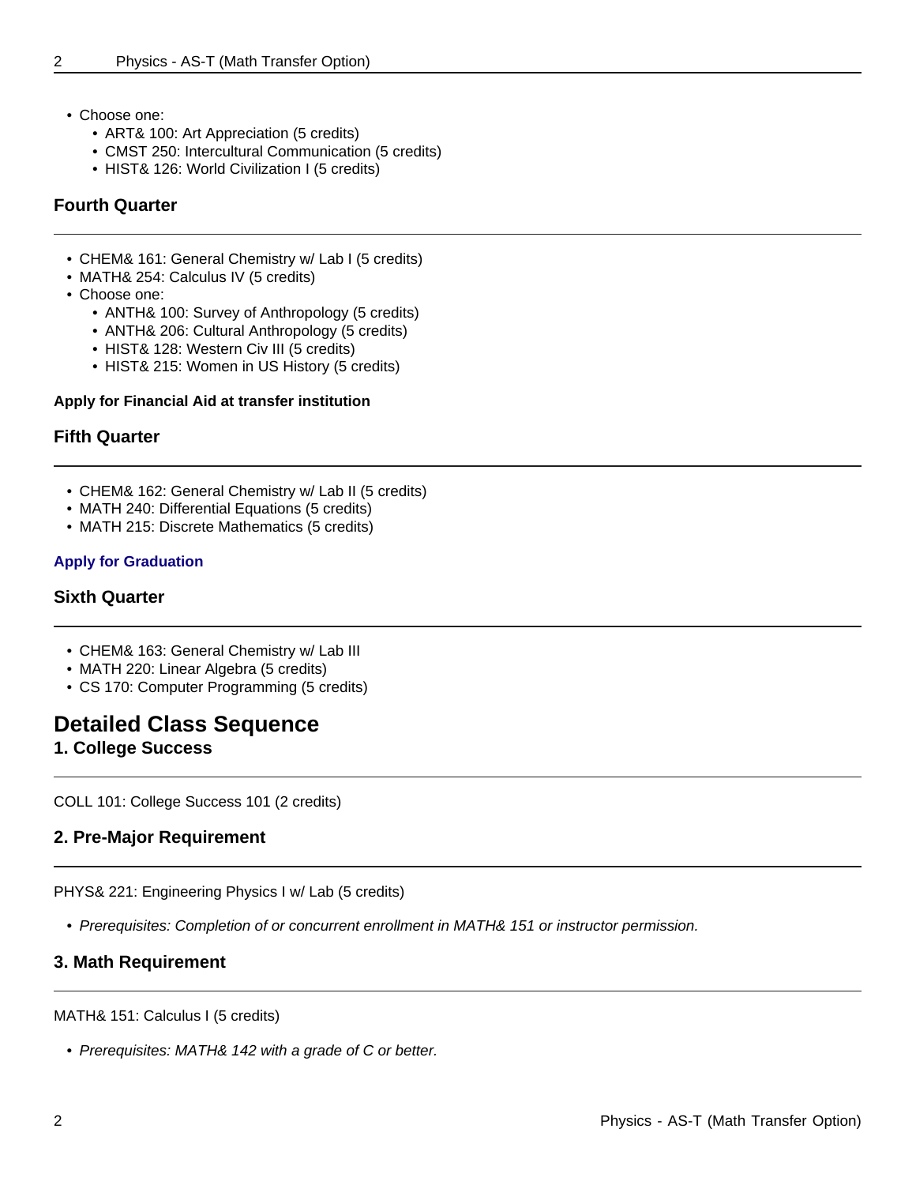- Choose one:
  - ART& 100: Art Appreciation (5 credits)
  - CMST 250: Intercultural Communication (5 credits)
  - HIST& 126: World Civilization I (5 credits)

### Fourth Quarter

- CHEM& 161: General Chemistry w/ Lab I (5 credits)
- MATH& 254: Calculus IV (5 credits)
- Choose one:
  - ANTH& 100: Survey of Anthropology (5 credits)
  - ANTH& 206: Cultural Anthropology (5 credits)
  - HIST& 128: Western Civ III (5 credits)
  - HIST& 215: Women in US History (5 credits)

**Apply for Financial Aid at transfer institution**

### Fifth Quarter

- CHEM& 162: General Chemistry w/ Lab II (5 credits)
- MATH 240: Differential Equations (5 credits)
- MATH 215: Discrete Mathematics (5 credits)

**Apply for Graduation**

### Sixth Quarter

- CHEM& 163: General Chemistry w/ Lab III
- MATH 220: Linear Algebra (5 credits)
- CS 170: Computer Programming (5 credits)

## Detailed Class Sequence

### 1. College Success

COLL 101: College Success 101 (2 credits)

### 2. Pre-Major Requirement

PHYS& 221: Engineering Physics I w/ Lab (5 credits)

- *Prerequisites: Completion of or concurrent enrollment in MATH& 151 or instructor permission.*

### 3. Math Requirement

MATH& 151: Calculus I (5 credits)

- *Prerequisites: MATH& 142 with a grade of C or better.*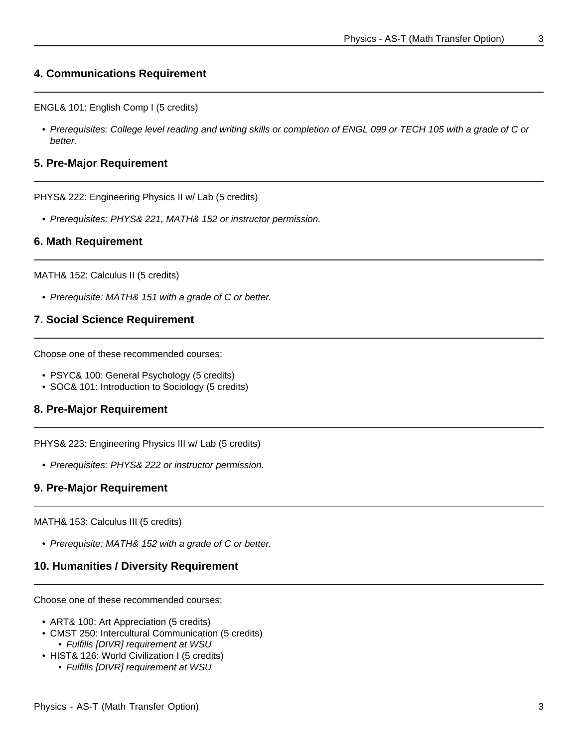## 4. Communications Requirement

ENGL& 101: English Comp I (5 credits)

- *Prerequisites: College level reading and writing skills or completion of ENGL 099 or TECH 105 with a grade of C or better.*

## 5. Pre-Major Requirement

PHYS& 222: Engineering Physics II w/ Lab (5 credits)

- *Prerequisites: PHYS& 221, MATH& 152 or instructor permission.*

## 6. Math Requirement

MATH& 152: Calculus II (5 credits)

- *Prerequisite: MATH& 151 with a grade of C or better.*

## 7. Social Science Requirement

Choose one of these recommended courses:

- PSYC& 100: General Psychology (5 credits)
- SOC& 101: Introduction to Sociology (5 credits)

## 8. Pre-Major Requirement

PHYS& 223: Engineering Physics III w/ Lab (5 credits)

- *Prerequisites: PHYS& 222 or instructor permission.*

## 9. Pre-Major Requirement

MATH& 153: Calculus III (5 credits)

- *Prerequisite: MATH& 152 with a grade of C or better.*

## 10. Humanities / Diversity Requirement

Choose one of these recommended courses:

- ART& 100: Art Appreciation (5 credits)
- CMST 250: Intercultural Communication (5 credits)
  - *Fulfills [DIVR] requirement at WSU*
- HIST& 126: World Civilization I (5 credits)
  - *Fulfills [DIVR] requirement at WSU*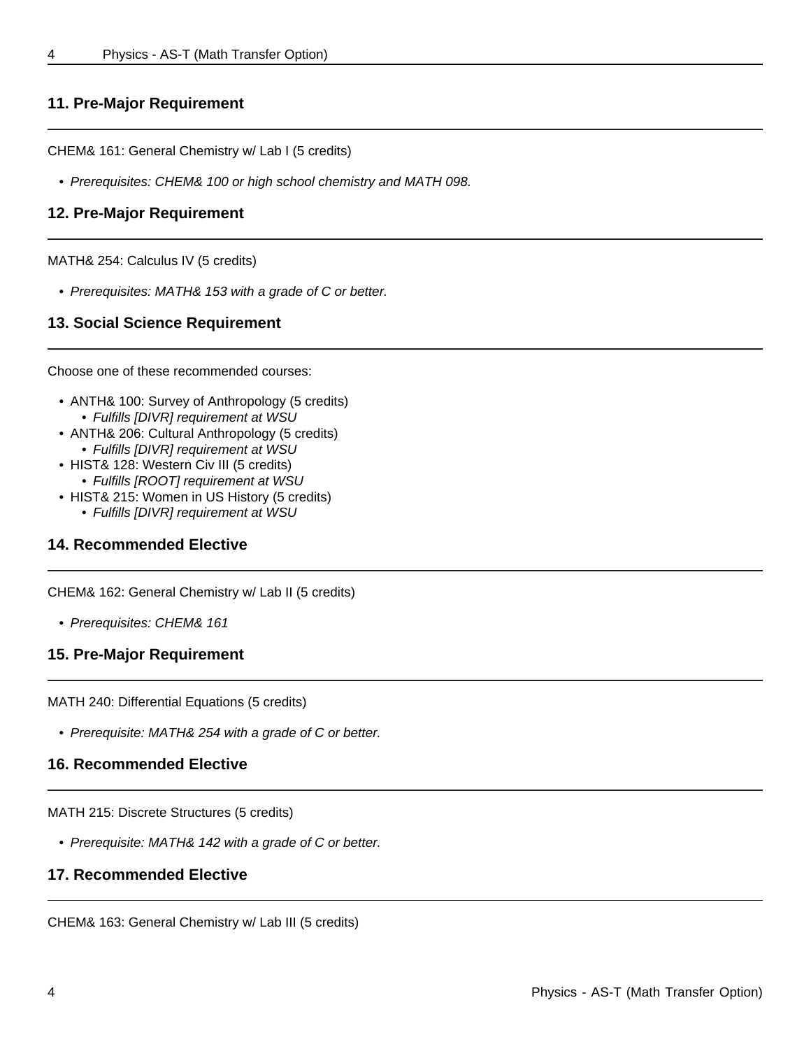## 11. Pre-Major Requirement

CHEM& 161: General Chemistry w/ Lab I (5 credits)

- *Prerequisites: CHEM& 100 or high school chemistry and MATH 098.*

## 12. Pre-Major Requirement

MATH& 254: Calculus IV (5 credits)

- *Prerequisites: MATH& 153 with a grade of C or better.*

## 13. Social Science Requirement

Choose one of these recommended courses:

- ANTH& 100: Survey of Anthropology (5 credits)
  - *Fulfills [DIVR] requirement at WSU*
- ANTH& 206: Cultural Anthropology (5 credits)
  - *Fulfills [DIVR] requirement at WSU*
- HIST& 128: Western Civ III (5 credits)
  - *Fulfills [ROOT] requirement at WSU*
- HIST& 215: Women in US History (5 credits)
  - *Fulfills [DIVR] requirement at WSU*

## 14. Recommended Elective

CHEM& 162: General Chemistry w/ Lab II (5 credits)

- *Prerequisites: CHEM& 161*

## 15. Pre-Major Requirement

MATH 240: Differential Equations (5 credits)

- *Prerequisite: MATH& 254 with a grade of C or better.*

## 16. Recommended Elective

MATH 215: Discrete Structures (5 credits)

- *Prerequisite: MATH& 142 with a grade of C or better.*

## 17. Recommended Elective

CHEM& 163: General Chemistry w/ Lab III (5 credits)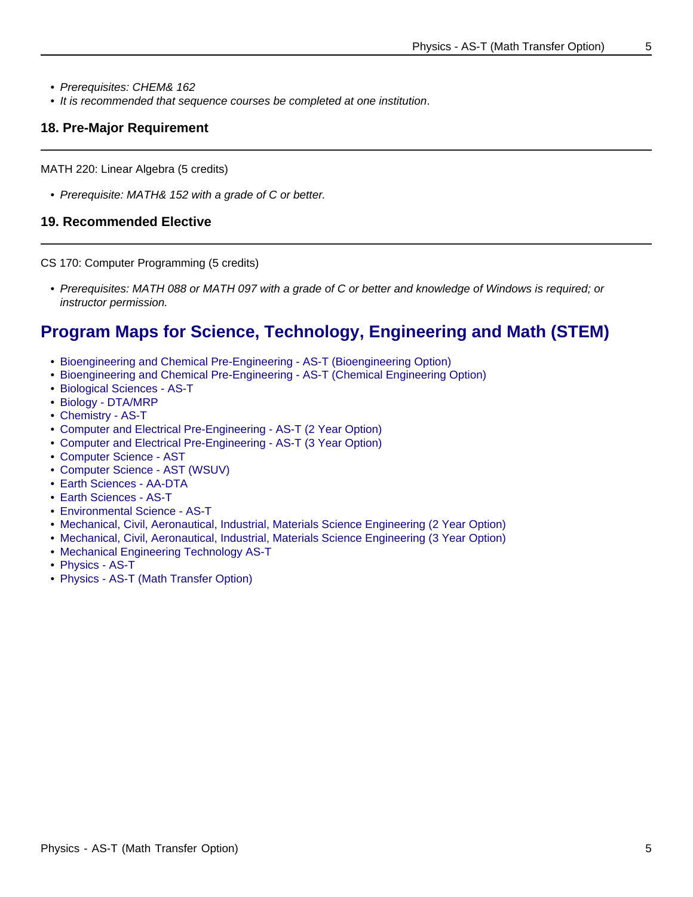- *Prerequisites: CHEM& 162*
- *It is recommended that sequence courses be completed at one institution*.

### 18. Pre-Major Requirement

MATH 220: Linear Algebra (5 credits)

- *Prerequisite: MATH& 152 with a grade of C or better.*

### 19. Recommended Elective

CS 170: Computer Programming (5 credits)

- *Prerequisites: MATH 088 or MATH 097 with a grade of C or better and knowledge of Windows is required; or instructor permission.*

## Program Maps for Science, Technology, Engineering and Math (STEM)

- Bioengineering and Chemical Pre-Engineering - AS-T (Bioengineering Option)
- Bioengineering and Chemical Pre-Engineering - AS-T (Chemical Engineering Option)
- Biological Sciences - AS-T
- Biology - DTA/MRP
- Chemistry - AS-T
- Computer and Electrical Pre-Engineering - AS-T (2 Year Option)
- Computer and Electrical Pre-Engineering - AS-T (3 Year Option)
- Computer Science - AST
- Computer Science - AST (WSUV)
- Earth Sciences - AA-DTA
- Earth Sciences - AS-T
- Environmental Science - AS-T
- Mechanical, Civil, Aeronautical, Industrial, Materials Science Engineering (2 Year Option)
- Mechanical, Civil, Aeronautical, Industrial, Materials Science Engineering (3 Year Option)
- Mechanical Engineering Technology AS-T
- Physics - AS-T
- Physics - AS-T (Math Transfer Option)